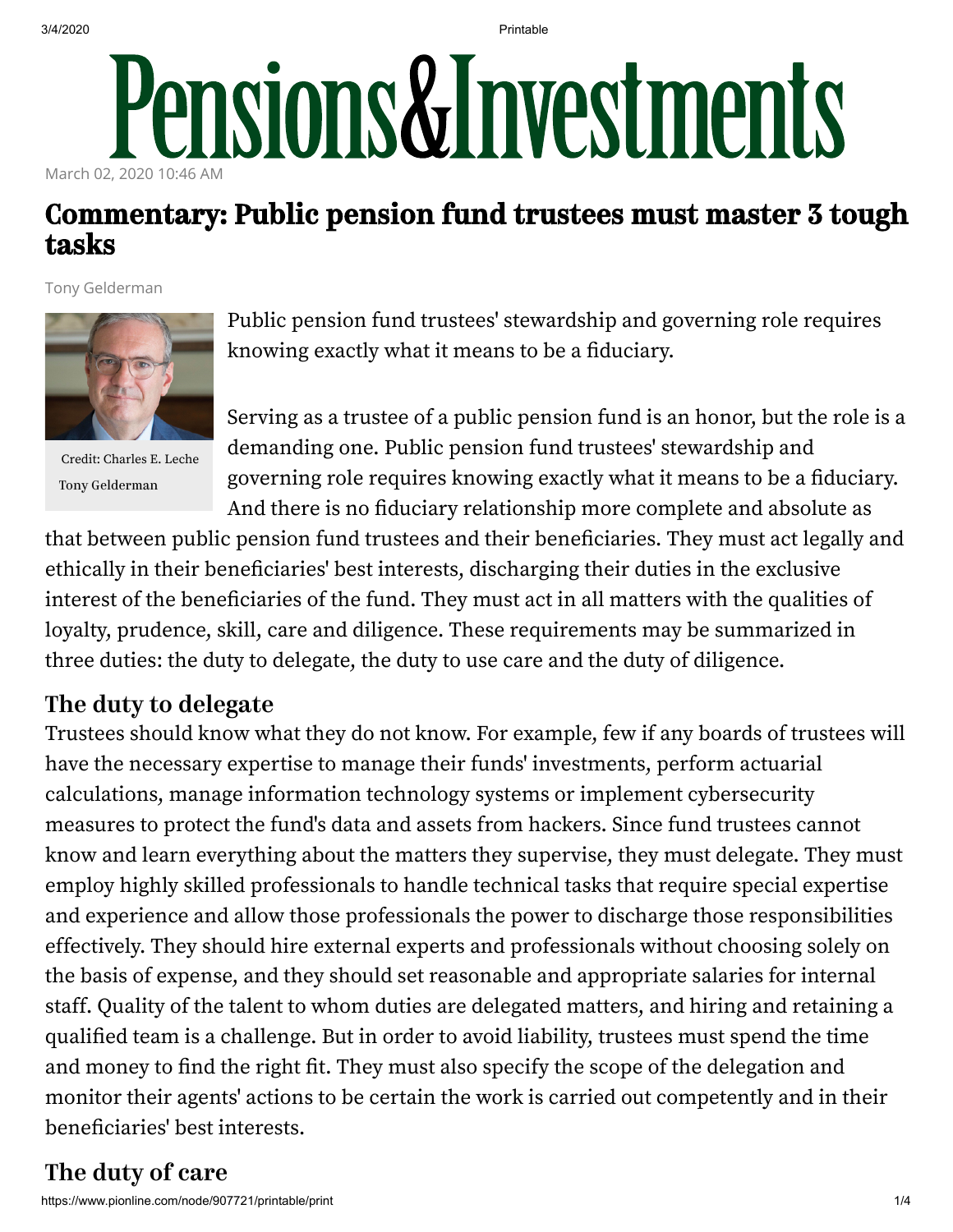# Pensions&Investments

March 02, 2020 10:46 AM

## Commentary: Public pension fund trustees must master 3 tough tasks

Tony Gelderman

Credit: Charles E. Leche
Tony Gelderman

Public pension fund trustees' stewardship and governing role requires knowing exactly what it means to be a fiduciary.

Serving as a trustee of a public pension fund is an honor, but the role is a demanding one. Public pension fund trustees' stewardship and governing role requires knowing exactly what it means to be a fiduciary. And there is no fiduciary relationship more complete and absolute as that between public pension fund trustees and their beneficiaries. They must act legally and ethically in their beneficiaries' best interests, discharging their duties in the exclusive interest of the beneficiaries of the fund. They must act in all matters with the qualities of loyalty, prudence, skill, care and diligence. These requirements may be summarized in three duties: the duty to delegate, the duty to use care and the duty of diligence.

### The duty to delegate

Trustees should know what they do not know. For example, few if any boards of trustees will have the necessary expertise to manage their funds' investments, perform actuarial calculations, manage information technology systems or implement cybersecurity measures to protect the fund's data and assets from hackers. Since fund trustees cannot know and learn everything about the matters they supervise, they must delegate. They must employ highly skilled professionals to handle technical tasks that require special expertise and experience and allow those professionals the power to discharge those responsibilities effectively. They should hire external experts and professionals without choosing solely on the basis of expense, and they should set reasonable and appropriate salaries for internal staff. Quality of the talent to whom duties are delegated matters, and hiring and retaining a qualified team is a challenge. But in order to avoid liability, trustees must spend the time and money to find the right fit. They must also specify the scope of the delegation and monitor their agents' actions to be certain the work is carried out competently and in their beneficiaries' best interests.

### The duty of care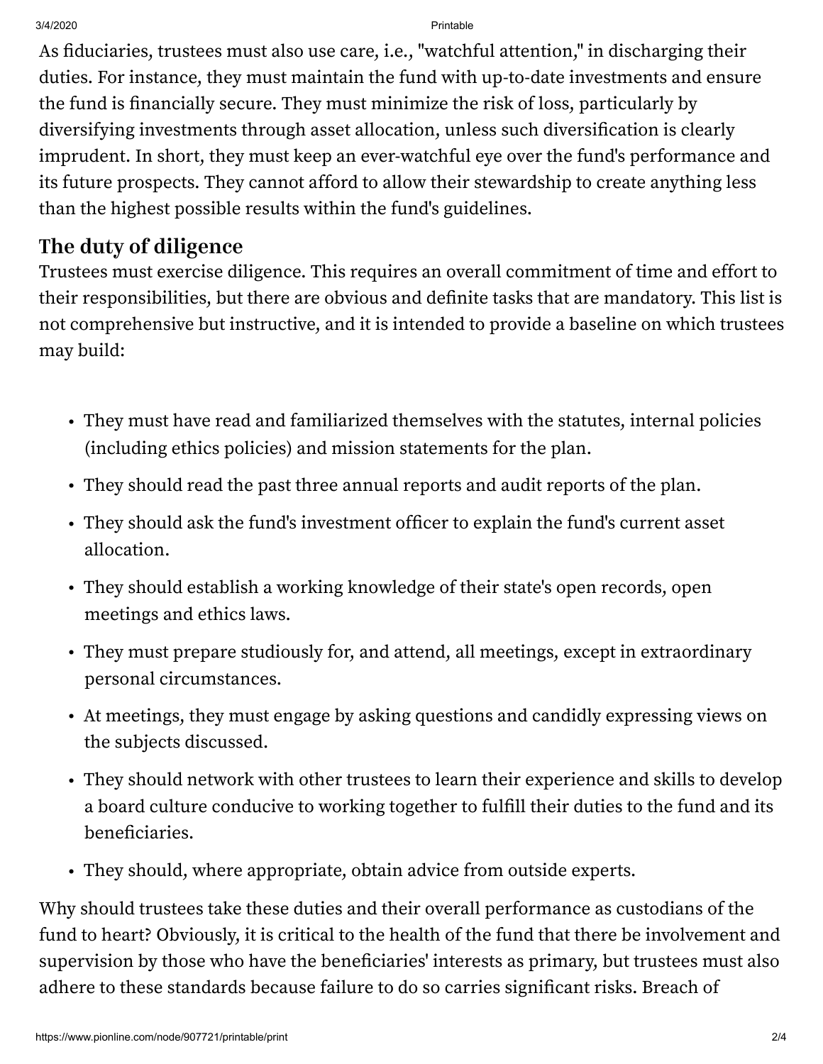As fiduciaries, trustees must also use care, i.e., "watchful attention," in discharging their duties. For instance, they must maintain the fund with up-to-date investments and ensure the fund is financially secure. They must minimize the risk of loss, particularly by diversifying investments through asset allocation, unless such diversification is clearly imprudent. In short, they must keep an ever-watchful eye over the fund's performance and its future prospects. They cannot afford to allow their stewardship to create anything less than the highest possible results within the fund's guidelines.

## The duty of diligence

Trustees must exercise diligence. This requires an overall commitment of time and effort to their responsibilities, but there are obvious and definite tasks that are mandatory. This list is not comprehensive but instructive, and it is intended to provide a baseline on which trustees may build:

- They must have read and familiarized themselves with the statutes, internal policies (including ethics policies) and mission statements for the plan.
- They should read the past three annual reports and audit reports of the plan.
- They should ask the fund's investment officer to explain the fund's current asset allocation.
- They should establish a working knowledge of their state's open records, open meetings and ethics laws.
- They must prepare studiously for, and attend, all meetings, except in extraordinary personal circumstances.
- At meetings, they must engage by asking questions and candidly expressing views on the subjects discussed.
- They should network with other trustees to learn their experience and skills to develop a board culture conducive to working together to fulfill their duties to the fund and its beneficiaries.
- They should, where appropriate, obtain advice from outside experts.

Why should trustees take these duties and their overall performance as custodians of the fund to heart? Obviously, it is critical to the health of the fund that there be involvement and supervision by those who have the beneficiaries' interests as primary, but trustees must also adhere to these standards because failure to do so carries significant risks. Breach of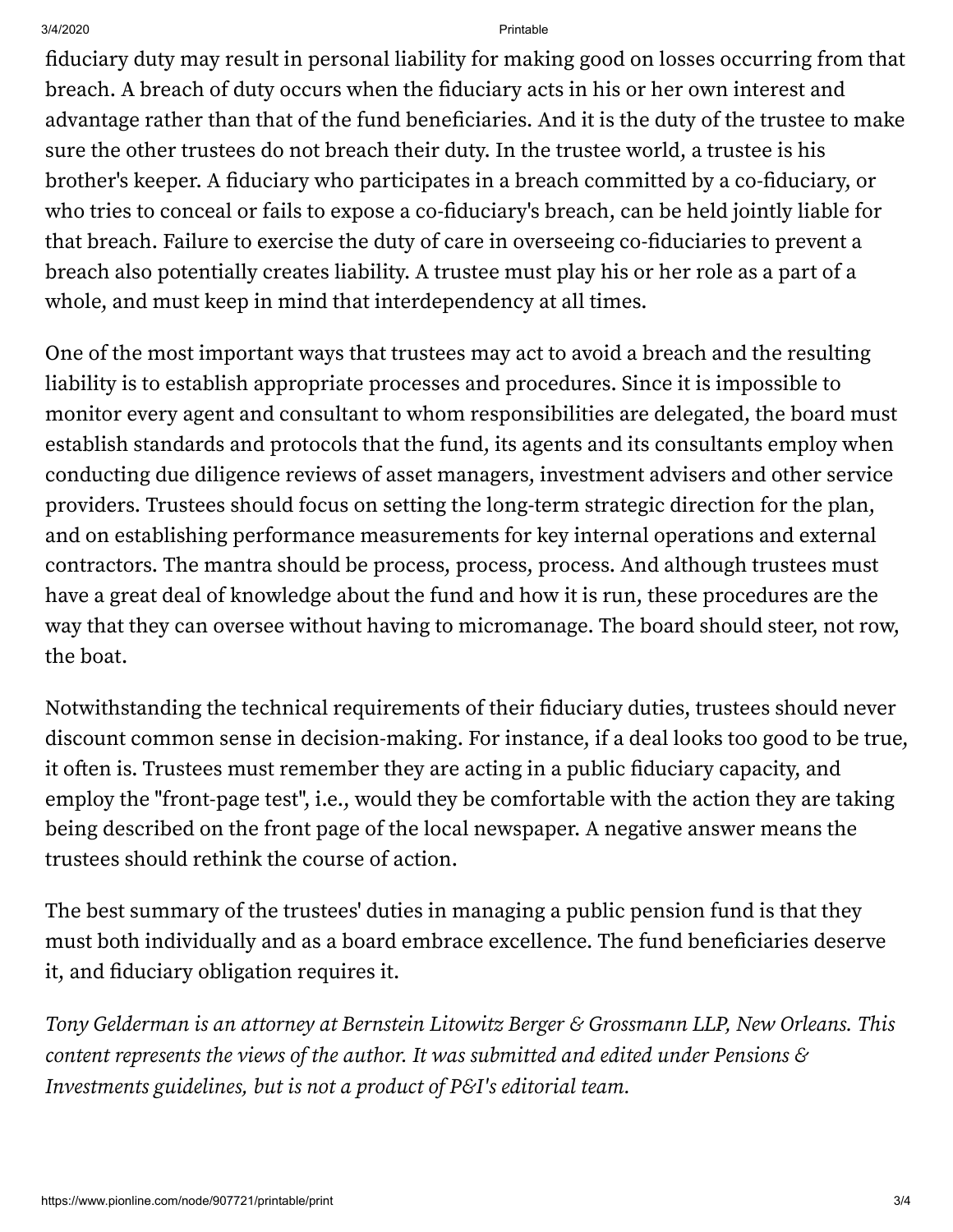fiduciary duty may result in personal liability for making good on losses occurring from that breach. A breach of duty occurs when the fiduciary acts in his or her own interest and advantage rather than that of the fund beneficiaries. And it is the duty of the trustee to make sure the other trustees do not breach their duty. In the trustee world, a trustee is his brother's keeper. A fiduciary who participates in a breach committed by a co-fiduciary, or who tries to conceal or fails to expose a co-fiduciary's breach, can be held jointly liable for that breach. Failure to exercise the duty of care in overseeing co-fiduciaries to prevent a breach also potentially creates liability. A trustee must play his or her role as a part of a whole, and must keep in mind that interdependency at all times.

One of the most important ways that trustees may act to avoid a breach and the resulting liability is to establish appropriate processes and procedures. Since it is impossible to monitor every agent and consultant to whom responsibilities are delegated, the board must establish standards and protocols that the fund, its agents and its consultants employ when conducting due diligence reviews of asset managers, investment advisers and other service providers. Trustees should focus on setting the long-term strategic direction for the plan, and on establishing performance measurements for key internal operations and external contractors. The mantra should be process, process, process. And although trustees must have a great deal of knowledge about the fund and how it is run, these procedures are the way that they can oversee without having to micromanage. The board should steer, not row, the boat.

Notwithstanding the technical requirements of their fiduciary duties, trustees should never discount common sense in decision-making. For instance, if a deal looks too good to be true, it often is. Trustees must remember they are acting in a public fiduciary capacity, and employ the "front-page test", i.e., would they be comfortable with the action they are taking being described on the front page of the local newspaper. A negative answer means the trustees should rethink the course of action.

The best summary of the trustees' duties in managing a public pension fund is that they must both individually and as a board embrace excellence. The fund beneficiaries deserve it, and fiduciary obligation requires it.

*Tony Gelderman is an attorney at Bernstein Litowitz Berger & Grossmann LLP, New Orleans. This content represents the views of the author. It was submitted and edited under Pensions & Investments guidelines, but is not a product of P&I's editorial team.*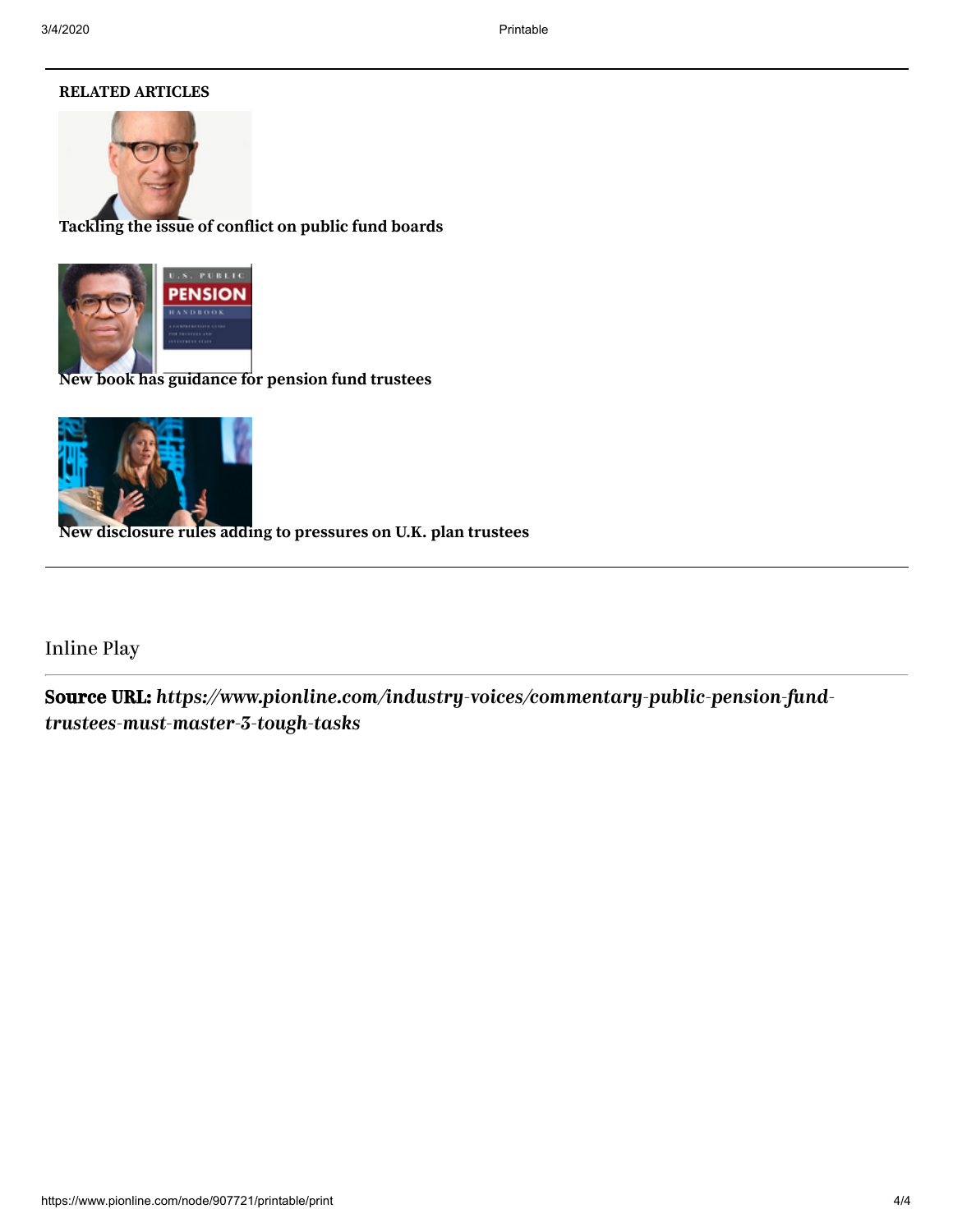**RELATED ARTICLES**

**Tackling the issue of conflict on public fund boards**

**New book has guidance for pension fund trustees**

**New disclosure rules adding to pressures on U.K. plan trustees**

Inline Play

**Source URL:** ***https://www.pionline.com/industry-voices/commentary-public-pension-fund-trustees-must-master-3-tough-tasks***